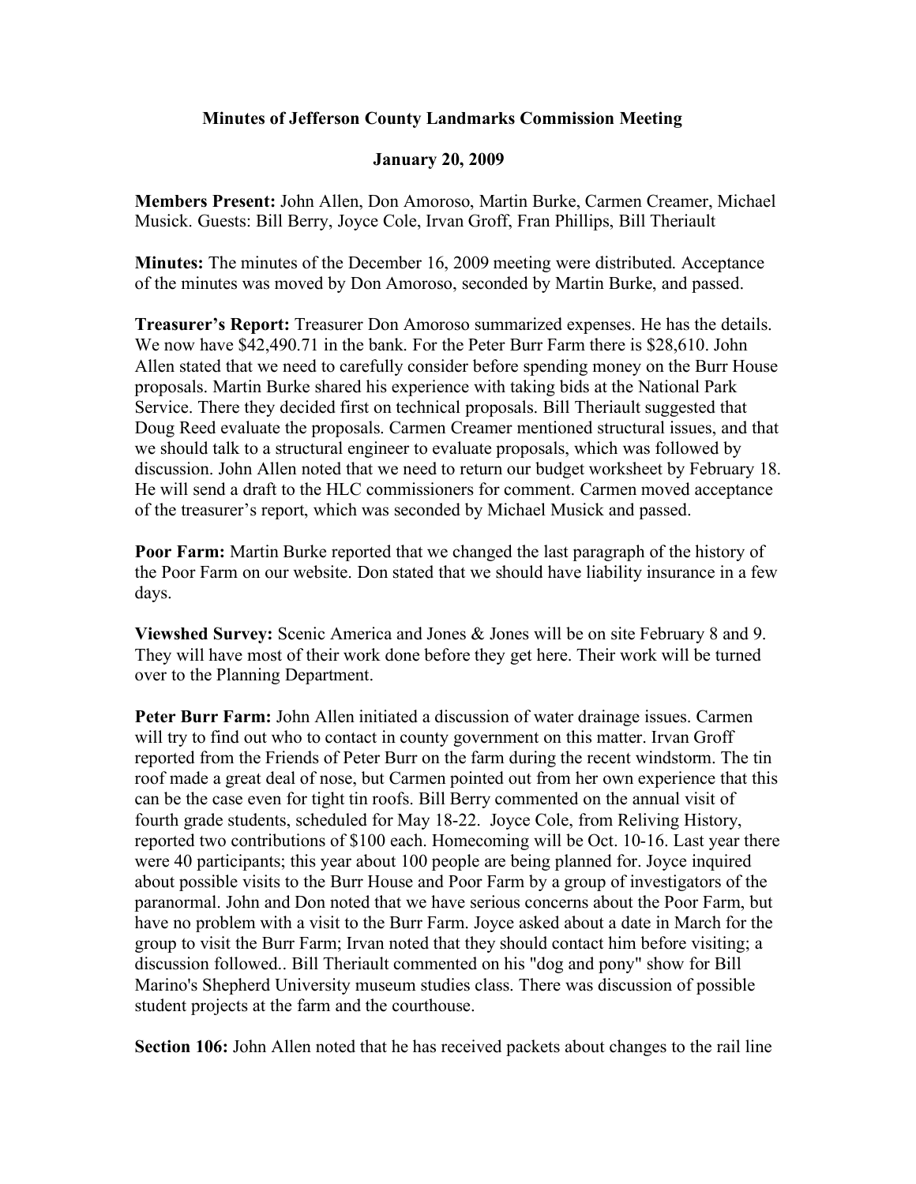# Minutes of Jefferson County Landmarks Commission Meeting

## January 20, 2009

**Members Present:** John Allen, Don Amoroso, Martin Burke, Carmen Creamer, Michael Musick. Guests: Bill Berry, Joyce Cole, Irvan Groff, Fran Phillips, Bill Theriault

**Minutes:** The minutes of the December 16, 2009 meeting were distributed. Acceptance of the minutes was moved by Don Amoroso, seconded by Martin Burke, and passed.

**Treasurer's Report:** Treasurer Don Amoroso summarized expenses. He has the details. We now have $42,490.71 in the bank. For the Peter Burr Farm there is $28,610. John Allen stated that we need to carefully consider before spending money on the Burr House proposals. Martin Burke shared his experience with taking bids at the National Park Service. There they decided first on technical proposals. Bill Theriault suggested that Doug Reed evaluate the proposals. Carmen Creamer mentioned structural issues, and that we should talk to a structural engineer to evaluate proposals, which was followed by discussion. John Allen noted that we need to return our budget worksheet by February 18. He will send a draft to the HLC commissioners for comment. Carmen moved acceptance of the treasurer's report, which was seconded by Michael Musick and passed.

**Poor Farm:** Martin Burke reported that we changed the last paragraph of the history of the Poor Farm on our website. Don stated that we should have liability insurance in a few days.

**Viewshed Survey:** Scenic America and Jones & Jones will be on site February 8 and 9. They will have most of their work done before they get here. Their work will be turned over to the Planning Department.

**Peter Burr Farm:** John Allen initiated a discussion of water drainage issues. Carmen will try to find out who to contact in county government on this matter. Irvan Groff reported from the Friends of Peter Burr on the farm during the recent windstorm. The tin roof made a great deal of nose, but Carmen pointed out from her own experience that this can be the case even for tight tin roofs. Bill Berry commented on the annual visit of fourth grade students, scheduled for May 18-22. Joyce Cole, from Reliving History, reported two contributions of $100 each. Homecoming will be Oct. 10-16. Last year there were 40 participants; this year about 100 people are being planned for. Joyce inquired about possible visits to the Burr House and Poor Farm by a group of investigators of the paranormal. John and Don noted that we have serious concerns about the Poor Farm, but have no problem with a visit to the Burr Farm. Joyce asked about a date in March for the group to visit the Burr Farm; Irvan noted that they should contact him before visiting; a discussion followed.. Bill Theriault commented on his "dog and pony" show for Bill Marino's Shepherd University museum studies class. There was discussion of possible student projects at the farm and the courthouse.

**Section 106:** John Allen noted that he has received packets about changes to the rail line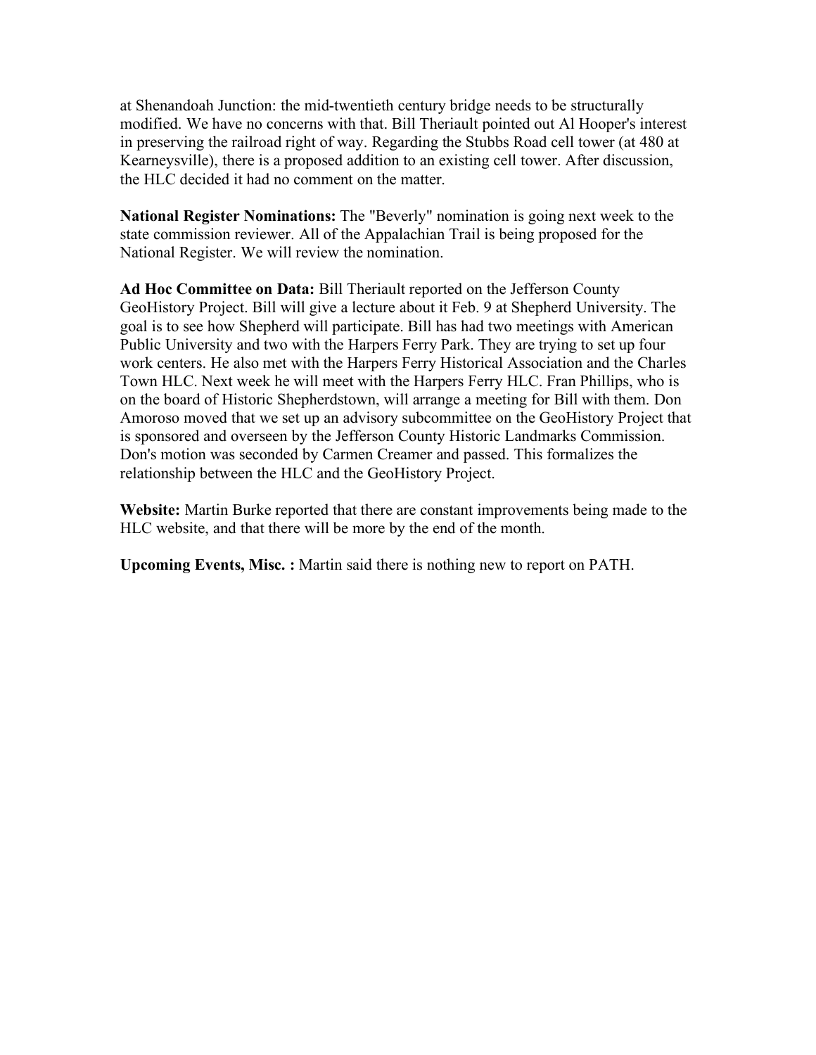at Shenandoah Junction: the mid-twentieth century bridge needs to be structurally modified. We have no concerns with that. Bill Theriault pointed out Al Hooper's interest in preserving the railroad right of way. Regarding the Stubbs Road cell tower (at 480 at Kearneysville), there is a proposed addition to an existing cell tower. After discussion, the HLC decided it had no comment on the matter.

**National Register Nominations:** The "Beverly" nomination is going next week to the state commission reviewer. All of the Appalachian Trail is being proposed for the National Register. We will review the nomination.

**Ad Hoc Committee on Data:** Bill Theriault reported on the Jefferson County GeoHistory Project. Bill will give a lecture about it Feb. 9 at Shepherd University. The goal is to see how Shepherd will participate. Bill has had two meetings with American Public University and two with the Harpers Ferry Park. They are trying to set up four work centers. He also met with the Harpers Ferry Historical Association and the Charles Town HLC. Next week he will meet with the Harpers Ferry HLC. Fran Phillips, who is on the board of Historic Shepherdstown, will arrange a meeting for Bill with them. Don Amoroso moved that we set up an advisory subcommittee on the GeoHistory Project that is sponsored and overseen by the Jefferson County Historic Landmarks Commission. Don's motion was seconded by Carmen Creamer and passed. This formalizes the relationship between the HLC and the GeoHistory Project.

**Website:** Martin Burke reported that there are constant improvements being made to the HLC website, and that there will be more by the end of the month.

**Upcoming Events, Misc. :** Martin said there is nothing new to report on PATH.